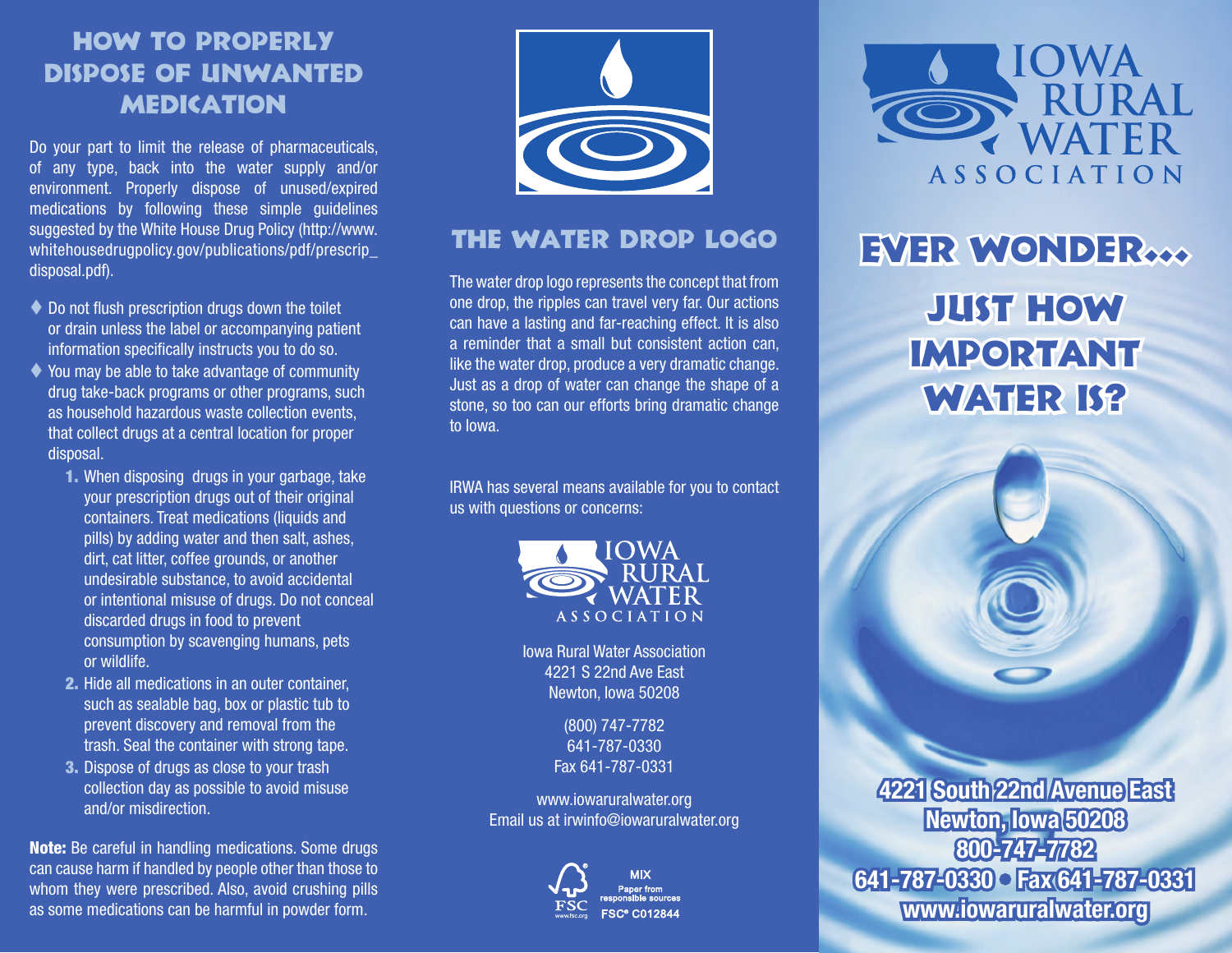## HOW TO PROPERLY DISPOSE OF UNWANTED MEDICATION

Do your part to limit the release of pharmaceuticals, of any type, back into the water supply and/or environment. Properly dispose of unused/expired medications by following these simple guidelines suggested by the White House Drug Policy (http://www.whitehousedrugpolicy.gov/publications/pdf/prescrip_disposal.pdf).

- Do not flush prescription drugs down the toilet or drain unless the label or accompanying patient information specifically instructs you to do so.
- You may be able to take advantage of community drug take-back programs or other programs, such as household hazardous waste collection events, that collect drugs at a central location for proper disposal.
  1. When disposing drugs in your garbage, take your prescription drugs out of their original containers. Treat medications (liquids and pills) by adding water and then salt, ashes, dirt, cat litter, coffee grounds, or another undesirable substance, to avoid accidental or intentional misuse of drugs. Do not conceal discarded drugs in food to prevent consumption by scavenging humans, pets or wildlife.
  2. Hide all medications in an outer container, such as sealable bag, box or plastic tub to prevent discovery and removal from the trash. Seal the container with strong tape.
  3. Dispose of drugs as close to your trash collection day as possible to avoid misuse and/or misdirection.

**Note:** Be careful in handling medications. Some drugs can cause harm if handled by people other than those to whom they were prescribed. Also, avoid crushing pills as some medications can be harmful in powder form.

## THE WATER DROP LOGO

The water drop logo represents the concept that from one drop, the ripples can travel very far. Our actions can have a lasting and far-reaching effect. It is also a reminder that a small but consistent action can, like the water drop, produce a very dramatic change. Just as a drop of water can change the shape of a stone, so too can our efforts bring dramatic change to Iowa.

IRWA has several means available for you to contact us with questions or concerns:

IOWA RURAL WATER ASSOCIATION

Iowa Rural Water Association
4221 S 22nd Ave East
Newton, Iowa 50208

(800) 747-7782
641-787-0330
Fax 641-787-0331

www.iowaruralwater.org
Email us at irwinfo@iowaruralwater.org

MIX
Paper from responsible sources
FSC® C012844

IOWA RURAL WATER ASSOCIATION

# EVER WONDER...

# JUST HOW IMPORTANT WATER IS?

**4221 South 22nd Avenue East**
**Newton, Iowa 50208**
**800-747-7782**
**641-787-0330 • Fax 641-787-0331**
**www.iowaruralwater.org**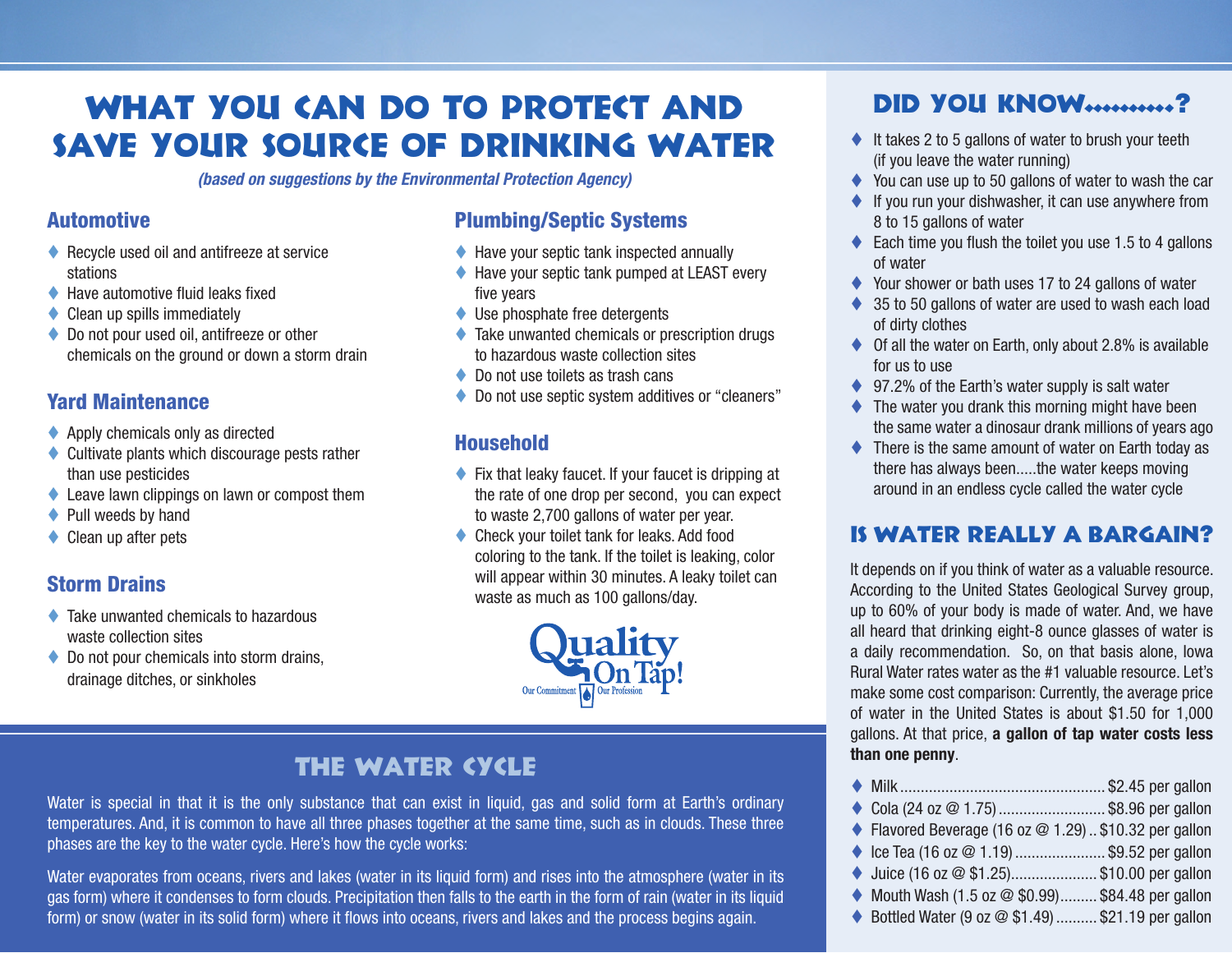# WHAT YOU CAN DO TO PROTECT AND SAVE YOUR SOURCE OF DRINKING WATER

*(based on suggestions by the Environmental Protection Agency)*

## Automotive

- Recycle used oil and antifreeze at service stations
- Have automotive fluid leaks fixed
- Clean up spills immediately
- Do not pour used oil, antifreeze or other chemicals on the ground or down a storm drain

## Yard Maintenance

- Apply chemicals only as directed
- Cultivate plants which discourage pests rather than use pesticides
- Leave lawn clippings on lawn or compost them
- Pull weeds by hand
- Clean up after pets

## Storm Drains

- Take unwanted chemicals to hazardous waste collection sites
- Do not pour chemicals into storm drains, drainage ditches, or sinkholes

## Plumbing/Septic Systems

- Have your septic tank inspected annually
- Have your septic tank pumped at LEAST every five years
- Use phosphate free detergents
- Take unwanted chemicals or prescription drugs to hazardous waste collection sites
- Do not use toilets as trash cans
- Do not use septic system additives or "cleaners"

## Household

- Fix that leaky faucet. If your faucet is dripping at the rate of one drop per second, you can expect to waste 2,700 gallons of water per year.
- Check your toilet tank for leaks. Add food coloring to the tank. If the toilet is leaking, color will appear within 30 minutes. A leaky toilet can waste as much as 100 gallons/day.

Quality On Tap!
Our Commitment Our Profession

# THE WATER CYCLE

Water is special in that it is the only substance that can exist in liquid, gas and solid form at Earth's ordinary temperatures. And, it is common to have all three phases together at the same time, such as in clouds. These three phases are the key to the water cycle. Here's how the cycle works:

Water evaporates from oceans, rivers and lakes (water in its liquid form) and rises into the atmosphere (water in its gas form) where it condenses to form clouds. Precipitation then falls to the earth in the form of rain (water in its liquid form) or snow (water in its solid form) where it flows into oceans, rivers and lakes and the process begins again.

# DID YOU KNOW..........?

- It takes 2 to 5 gallons of water to brush your teeth (if you leave the water running)
- You can use up to 50 gallons of water to wash the car
- If you run your dishwasher, it can use anywhere from 8 to 15 gallons of water
- Each time you flush the toilet you use 1.5 to 4 gallons of water
- Your shower or bath uses 17 to 24 gallons of water
- 35 to 50 gallons of water are used to wash each load of dirty clothes
- Of all the water on Earth, only about 2.8% is available for us to use
- 97.2% of the Earth's water supply is salt water
- The water you drank this morning might have been the same water a dinosaur drank millions of years ago
- There is the same amount of water on Earth today as there has always been.....the water keeps moving around in an endless cycle called the water cycle

# IS WATER REALLY A BARGAIN?

It depends on if you think of water as a valuable resource. According to the United States Geological Survey group, up to 60% of your body is made of water. And, we have all heard that drinking eight-8 ounce glasses of water is a daily recommendation. So, on that basis alone, Iowa Rural Water rates water as the #1 valuable resource. Let's make some cost comparison: Currently, the average price of water in the United States is about $1.50 for 1,000 gallons. At that price, **a gallon of tap water costs less than one penny**.

- Milk .................................................. $2.45 per gallon
- Cola (24 oz @ 1.75) .......................... $8.96 per gallon
- Flavored Beverage (16 oz @ 1.29) .. $10.32 per gallon
- Ice Tea (16 oz @ 1.19) ...................... $9.52 per gallon
- Juice (16 oz @ $1.25)..................... $10.00 per gallon
- Mouth Wash (1.5 oz @ $0.99)......... $84.48 per gallon
- Bottled Water (9 oz @ $1.49) .......... $21.19 per gallon